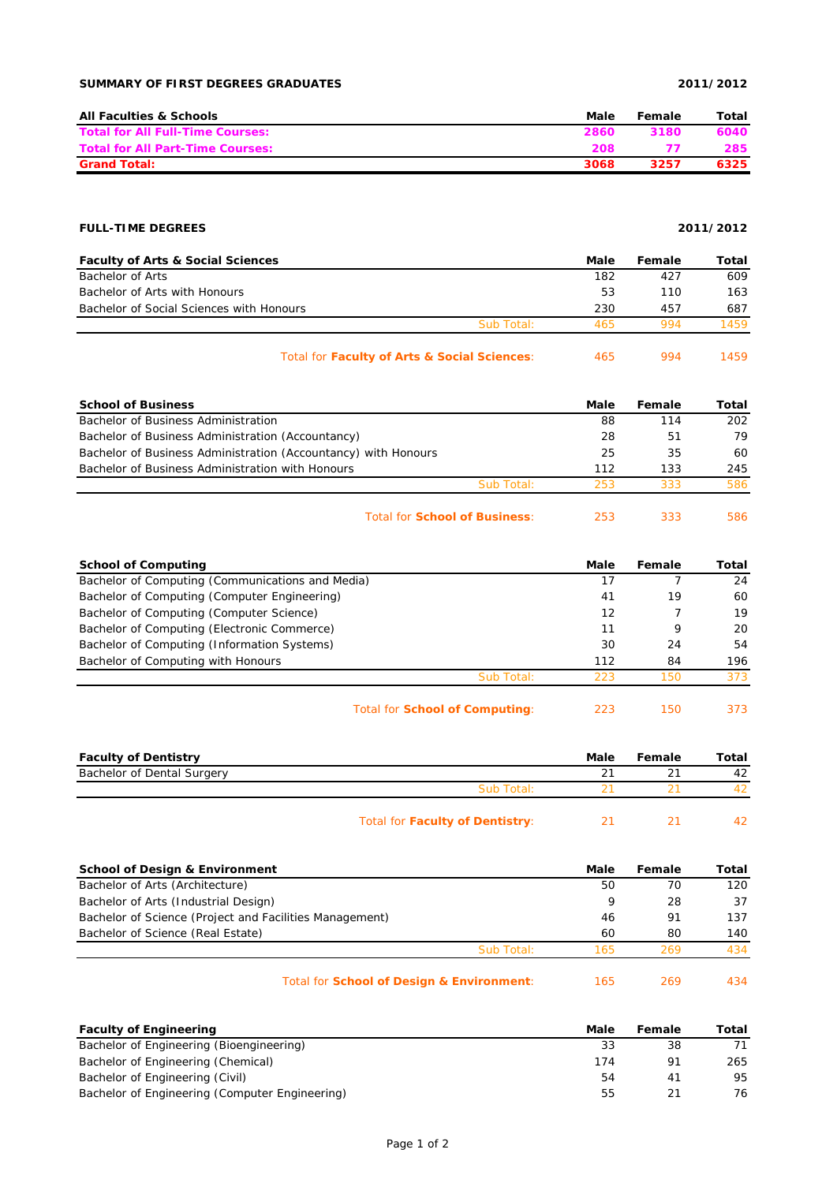**SUMMARY OF FIRST DEGREES GRADUATES** **2011/2012**

| All Faculties & Schools | Male | Female | Total |
|---|---|---|---|
| **Total for All Full-Time Courses:** | **2860** | **3180** | **6040** |
| **Total for All Part-Time Courses:** | **208** | **77** | **285** |
| **Grand Total:** | **3068** | **3257** | **6325** |

**FULL-TIME DEGREES** **2011/2012**

| Faculty of Arts & Social Sciences | Male | Female | Total |
|---|---|---|---|
| Bachelor of Arts | 182 | 427 | 609 |
| Bachelor of Arts with Honours | 53 | 110 | 163 |
| Bachelor of Social Sciences with Honours | 230 | 457 | 687 |
| Sub Total: | 465 | 994 | 1459 |
| Total for **Faculty of Arts & Social Sciences**: | 465 | 994 | 1459 |

| School of Business | Male | Female | Total |
|---|---|---|---|
| Bachelor of Business Administration | 88 | 114 | 202 |
| Bachelor of Business Administration (Accountancy) | 28 | 51 | 79 |
| Bachelor of Business Administration (Accountancy) with Honours | 25 | 35 | 60 |
| Bachelor of Business Administration with Honours | 112 | 133 | 245 |
| Sub Total: | 253 | 333 | 586 |
| Total for **School of Business**: | 253 | 333 | 586 |

| School of Computing | Male | Female | Total |
|---|---|---|---|
| Bachelor of Computing (Communications and Media) | 17 | 7 | 24 |
| Bachelor of Computing (Computer Engineering) | 41 | 19 | 60 |
| Bachelor of Computing (Computer Science) | 12 | 7 | 19 |
| Bachelor of Computing (Electronic Commerce) | 11 | 9 | 20 |
| Bachelor of Computing (Information Systems) | 30 | 24 | 54 |
| Bachelor of Computing with Honours | 112 | 84 | 196 |
| Sub Total: | 223 | 150 | 373 |
| Total for **School of Computing**: | 223 | 150 | 373 |

| Faculty of Dentistry | Male | Female | Total |
|---|---|---|---|
| Bachelor of Dental Surgery | 21 | 21 | 42 |
| Sub Total: | 21 | 21 | 42 |
| Total for **Faculty of Dentistry**: | 21 | 21 | 42 |

| School of Design & Environment | Male | Female | Total |
|---|---|---|---|
| Bachelor of Arts (Architecture) | 50 | 70 | 120 |
| Bachelor of Arts (Industrial Design) | 9 | 28 | 37 |
| Bachelor of Science (Project and Facilities Management) | 46 | 91 | 137 |
| Bachelor of Science (Real Estate) | 60 | 80 | 140 |
| Sub Total: | 165 | 269 | 434 |
| Total for **School of Design & Environment**: | 165 | 269 | 434 |

| Faculty of Engineering | Male | Female | Total |
|---|---|---|---|
| Bachelor of Engineering (Bioengineering) | 33 | 38 | 71 |
| Bachelor of Engineering (Chemical) | 174 | 91 | 265 |
| Bachelor of Engineering (Civil) | 54 | 41 | 95 |
| Bachelor of Engineering (Computer Engineering) | 55 | 21 | 76 |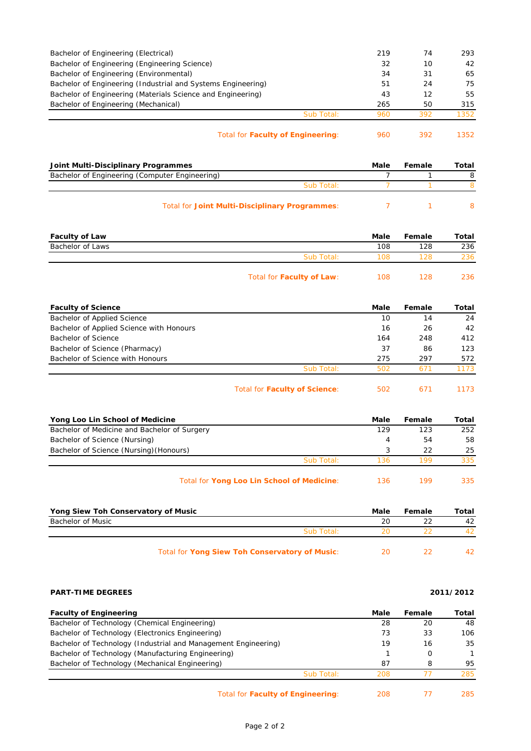| | Male | Female | Total |
|---|---|---|---|
| Bachelor of Engineering (Electrical) | 219 | 74 | 293 |
| Bachelor of Engineering (Engineering Science) | 32 | 10 | 42 |
| Bachelor of Engineering (Environmental) | 34 | 31 | 65 |
| Bachelor of Engineering (Industrial and Systems Engineering) | 51 | 24 | 75 |
| Bachelor of Engineering (Materials Science and Engineering) | 43 | 12 | 55 |
| Bachelor of Engineering (Mechanical) | 265 | 50 | 315 |
| Sub Total: | 960 | 392 | 1352 |

Total for **Faculty of Engineering**: 960 | 392 | 1352

| Joint Multi-Disciplinary Programmes | Male | Female | Total |
|---|---|---|---|
| Bachelor of Engineering (Computer Engineering) | 7 | 1 | 8 |
| Sub Total: | 7 | 1 | 8 |

Total for **Joint Multi-Disciplinary Programmes**: 7 | 1 | 8

| Faculty of Law | Male | Female | Total |
|---|---|---|---|
| Bachelor of Laws | 108 | 128 | 236 |
| Sub Total: | 108 | 128 | 236 |

Total for **Faculty of Law**: 108 | 128 | 236

| Faculty of Science | Male | Female | Total |
|---|---|---|---|
| Bachelor of Applied Science | 10 | 14 | 24 |
| Bachelor of Applied Science with Honours | 16 | 26 | 42 |
| Bachelor of Science | 164 | 248 | 412 |
| Bachelor of Science (Pharmacy) | 37 | 86 | 123 |
| Bachelor of Science with Honours | 275 | 297 | 572 |
| Sub Total: | 502 | 671 | 1173 |

Total for **Faculty of Science**: 502 | 671 | 1173

| Yong Loo Lin School of Medicine | Male | Female | Total |
|---|---|---|---|
| Bachelor of Medicine and Bachelor of Surgery | 129 | 123 | 252 |
| Bachelor of Science (Nursing) | 4 | 54 | 58 |
| Bachelor of Science (Nursing)(Honours) | 3 | 22 | 25 |
| Sub Total: | 136 | 199 | 335 |

Total for **Yong Loo Lin School of Medicine**: 136 | 199 | 335

| Yong Siew Toh Conservatory of Music | Male | Female | Total |
|---|---|---|---|
| Bachelor of Music | 20 | 22 | 42 |
| Sub Total: | 20 | 22 | 42 |

Total for **Yong Siew Toh Conservatory of Music**: 20 | 22 | 42

## PART-TIME DEGREES

**2011/2012**

| Faculty of Engineering | Male | Female | Total |
|---|---|---|---|
| Bachelor of Technology (Chemical Engineering) | 28 | 20 | 48 |
| Bachelor of Technology (Electronics Engineering) | 73 | 33 | 106 |
| Bachelor of Technology (Industrial and Management Engineering) | 19 | 16 | 35 |
| Bachelor of Technology (Manufacturing Engineering) | 1 | 0 | 1 |
| Bachelor of Technology (Mechanical Engineering) | 87 | 8 | 95 |
| Sub Total: | 208 | 77 | 285 |

Total for **Faculty of Engineering**: 208 | 77 | 285